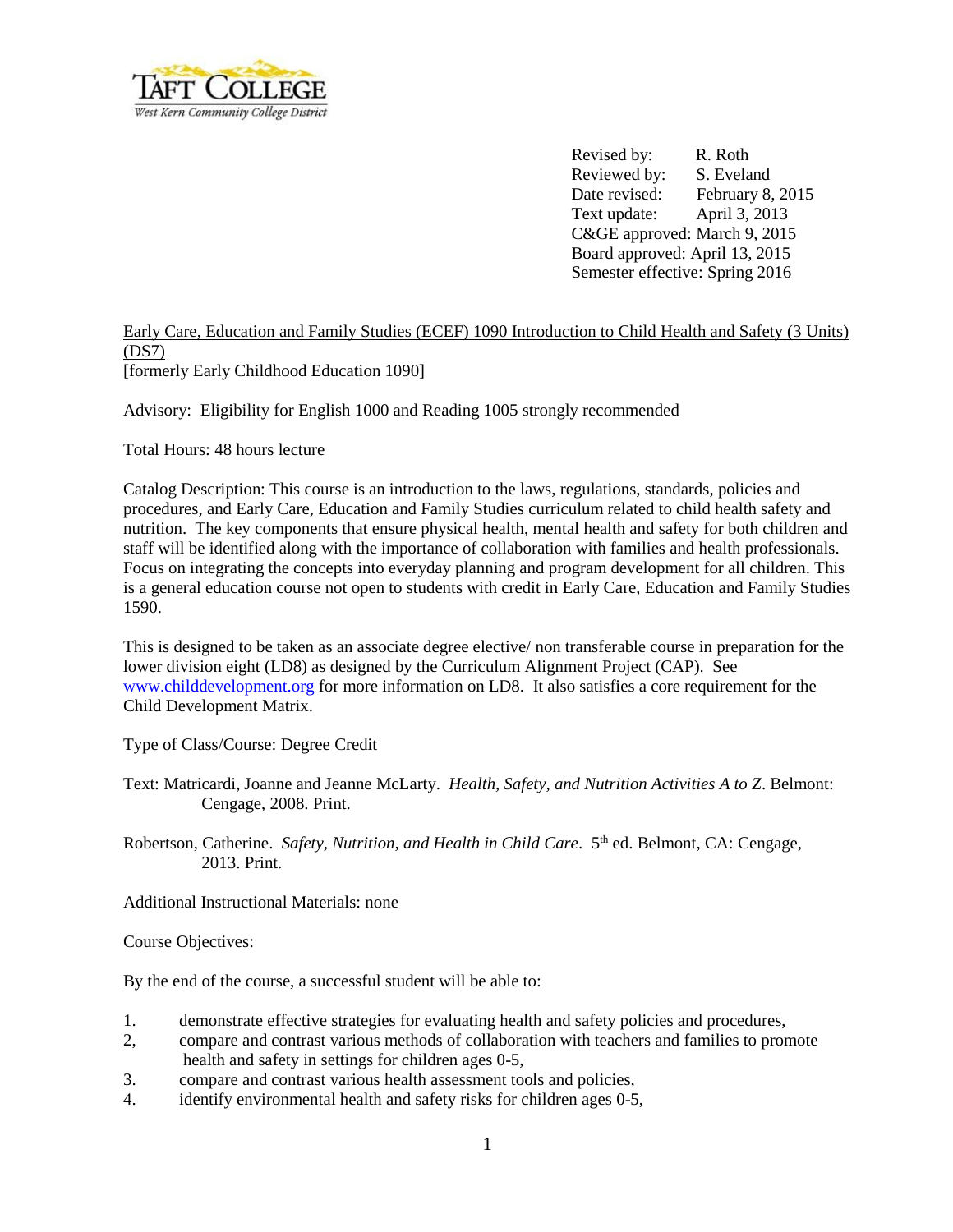Taft College
West Kern Community College District

Revised by: R. Roth
Reviewed by: S. Eveland
Date revised: February 8, 2015
Text update: April 3, 2013
C&GE approved: March 9, 2015
Board approved: April 13, 2015
Semester effective: Spring 2016

Early Care, Education and Family Studies (ECEF) 1090 Introduction to Child Health and Safety (3 Units) (DS7)
[formerly Early Childhood Education 1090]

Advisory: Eligibility for English 1000 and Reading 1005 strongly recommended

Total Hours: 48 hours lecture

Catalog Description: This course is an introduction to the laws, regulations, standards, policies and procedures, and Early Care, Education and Family Studies curriculum related to child health safety and nutrition. The key components that ensure physical health, mental health and safety for both children and staff will be identified along with the importance of collaboration with families and health professionals. Focus on integrating the concepts into everyday planning and program development for all children. This is a general education course not open to students with credit in Early Care, Education and Family Studies 1590.

This is designed to be taken as an associate degree elective/ non transferable course in preparation for the lower division eight (LD8) as designed by the Curriculum Alignment Project (CAP). See www.childdevelopment.org for more information on LD8. It also satisfies a core requirement for the Child Development Matrix.

Type of Class/Course: Degree Credit

Text: Matricardi, Joanne and Jeanne McLarty. *Health, Safety, and Nutrition Activities A to Z*. Belmont: Cengage, 2008. Print.

Robertson, Catherine. *Safety, Nutrition, and Health in Child Care*. 5th ed. Belmont, CA: Cengage, 2013. Print.

Additional Instructional Materials: none

Course Objectives:

By the end of the course, a successful student will be able to:

1. demonstrate effective strategies for evaluating health and safety policies and procedures,
2. compare and contrast various methods of collaboration with teachers and families to promote health and safety in settings for children ages 0-5,
3. compare and contrast various health assessment tools and policies,
4. identify environmental health and safety risks for children ages 0-5,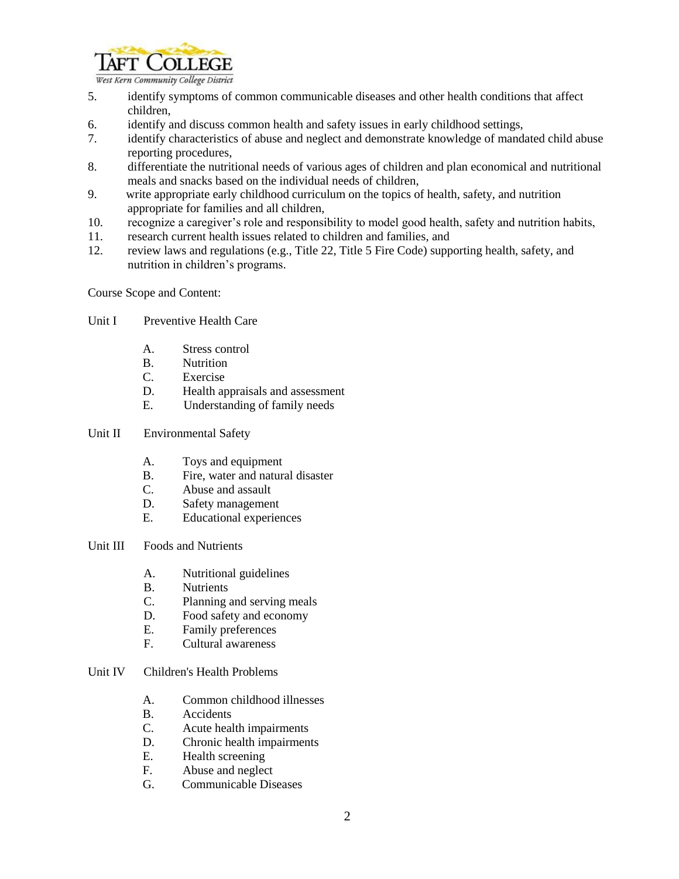5. identify symptoms of common communicable diseases and other health conditions that affect children,
6. identify and discuss common health and safety issues in early childhood settings,
7. identify characteristics of abuse and neglect and demonstrate knowledge of mandated child abuse reporting procedures,
8. differentiate the nutritional needs of various ages of children and plan economical and nutritional meals and snacks based on the individual needs of children,
9. write appropriate early childhood curriculum on the topics of health, safety, and nutrition appropriate for families and all children,
10. recognize a caregiver's role and responsibility to model good health, safety and nutrition habits,
11. research current health issues related to children and families, and
12. review laws and regulations (e.g., Title 22, Title 5 Fire Code) supporting health, safety, and nutrition in children's programs.

Course Scope and Content:

Unit I Preventive Health Care

- A. Stress control
- B. Nutrition
- C. Exercise
- D. Health appraisals and assessment
- E. Understanding of family needs

Unit II Environmental Safety

- A. Toys and equipment
- B. Fire, water and natural disaster
- C. Abuse and assault
- D. Safety management
- E. Educational experiences

Unit III Foods and Nutrients

- A. Nutritional guidelines
- B. Nutrients
- C. Planning and serving meals
- D. Food safety and economy
- E. Family preferences
- F. Cultural awareness

Unit IV Children's Health Problems

- A. Common childhood illnesses
- B. Accidents
- C. Acute health impairments
- D. Chronic health impairments
- E. Health screening
- F. Abuse and neglect
- G. Communicable Diseases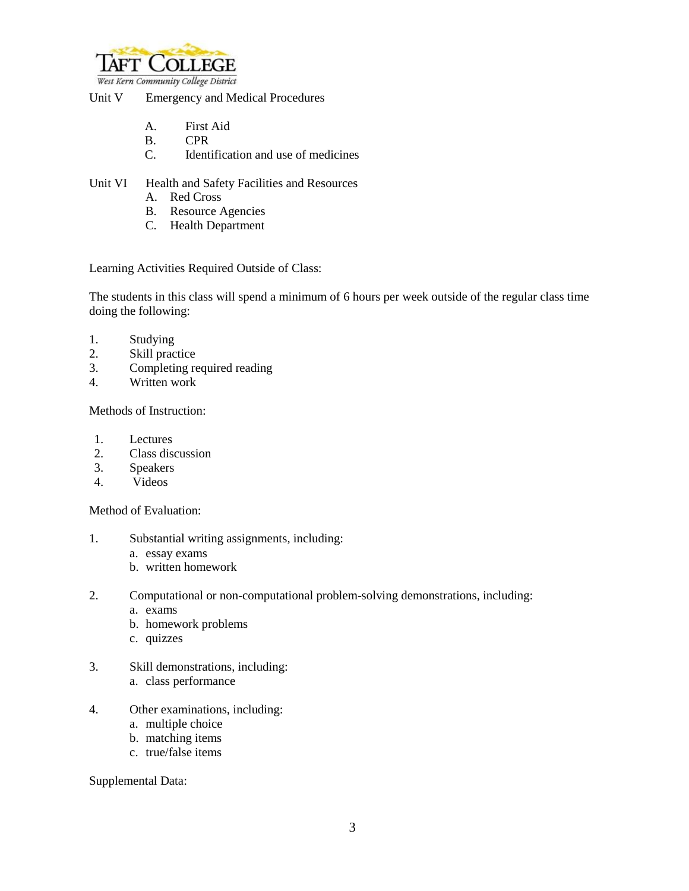Unit V Emergency and Medical Procedures

- A. First Aid
- B. CPR
- C. Identification and use of medicines

Unit VI Health and Safety Facilities and Resources

- A. Red Cross
- B. Resource Agencies
- C. Health Department

Learning Activities Required Outside of Class:

The students in this class will spend a minimum of 6 hours per week outside of the regular class time doing the following:

1. Studying
2. Skill practice
3. Completing required reading
4. Written work

Methods of Instruction:

1. Lectures
2. Class discussion
3. Speakers
4. Videos

Method of Evaluation:

1. Substantial writing assignments, including:
   a. essay exams
   b. written homework

2. Computational or non-computational problem-solving demonstrations, including:
   a. exams
   b. homework problems
   c. quizzes

3. Skill demonstrations, including:
   a. class performance

4. Other examinations, including:
   a. multiple choice
   b. matching items
   c. true/false items

Supplemental Data: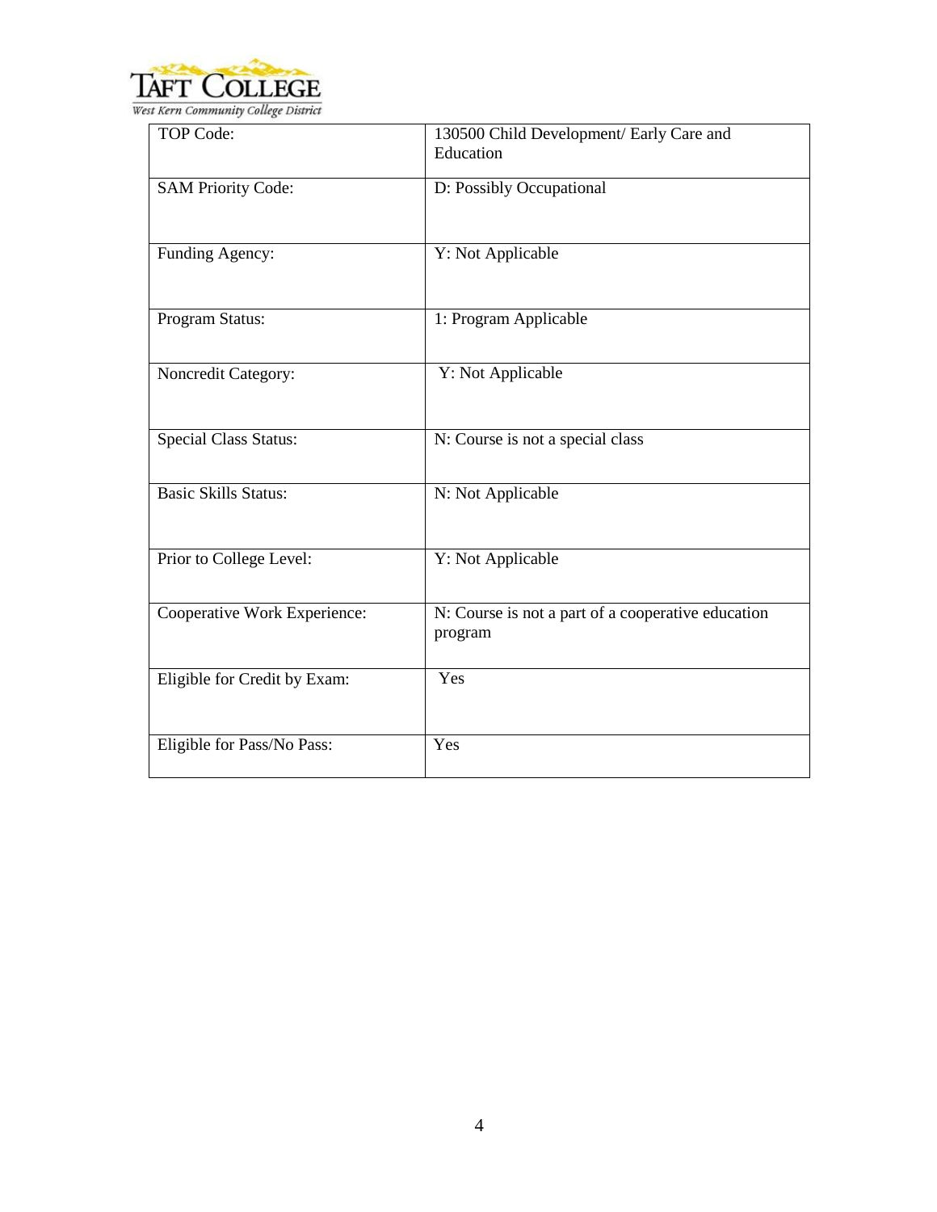| | |
|---|---|
| TOP Code: | 130500 Child Development/ Early Care and Education |
| SAM Priority Code: | D: Possibly Occupational |
| Funding Agency: | Y: Not Applicable |
| Program Status: | 1: Program Applicable |
| Noncredit Category: | Y: Not Applicable |
| Special Class Status: | N: Course is not a special class |
| Basic Skills Status: | N: Not Applicable |
| Prior to College Level: | Y: Not Applicable |
| Cooperative Work Experience: | N: Course is not a part of a cooperative education program |
| Eligible for Credit by Exam: | Yes |
| Eligible for Pass/No Pass: | Yes |